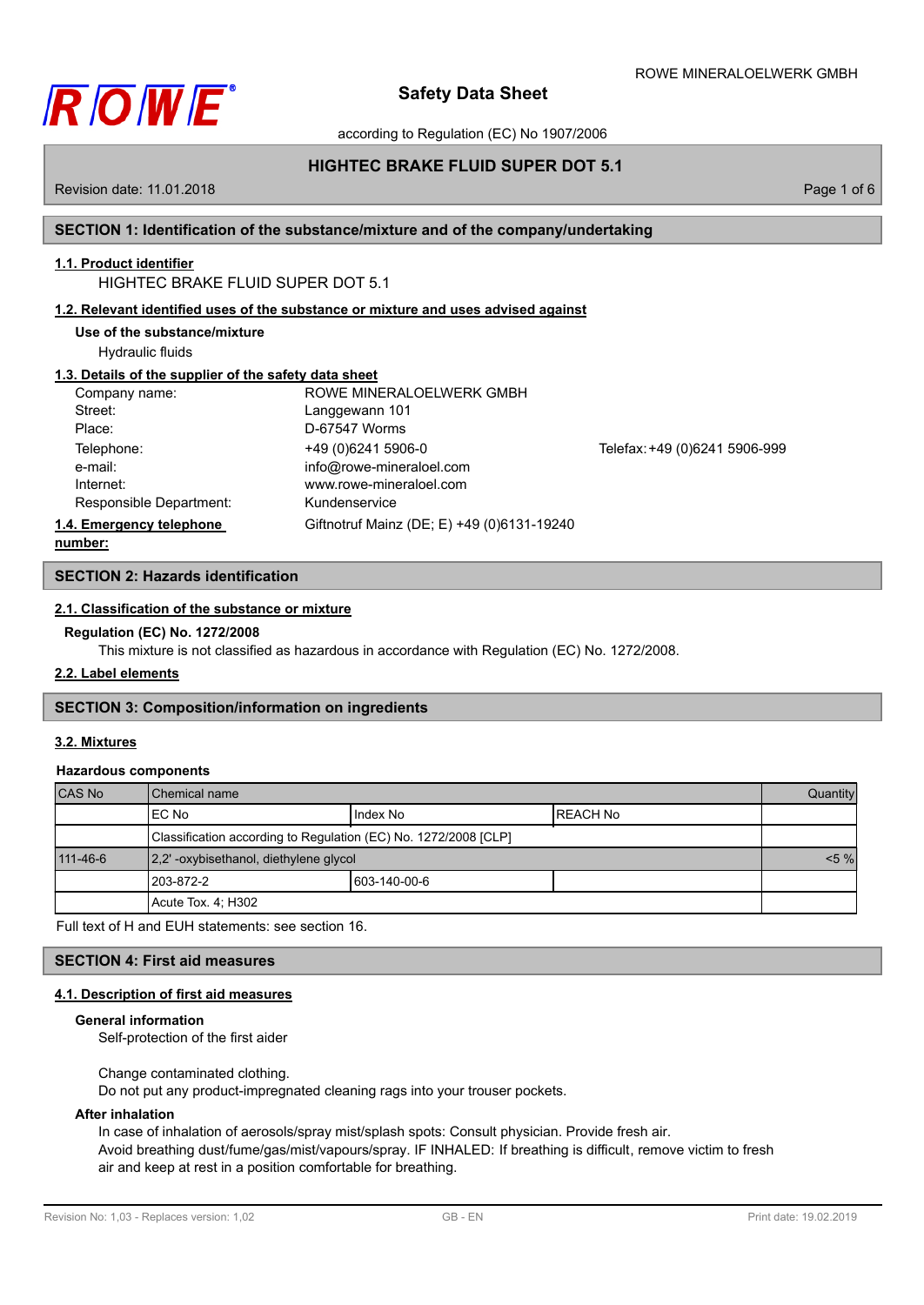# Safety Data Sheet

according to Regulation (EC) No 1907/2006

## HIGHTEC BRAKE FLUID SUPER DOT 5.1

Revision date: 11.01.2018

## SECTION 1: Identification of the substance/mixture and of the company/undertaking

### 1.1. Product identifier

HIGHTEC BRAKE FLUID SUPER DOT 5.1

### 1.2. Relevant identified uses of the substance or mixture and uses advised against

**Use of the substance/mixture**

Hydraulic fluids

### 1.3. Details of the supplier of the safety data sheet

| | | |
|---|---|---|
| Company name: | ROWE MINERALOELWERK GMBH | |
| Street: | Langgewann 101 | |
| Place: | D-67547 Worms | |
| Telephone: | +49 (0)6241 5906-0 | Telefax: +49 (0)6241 5906-999 |
| e-mail: | info@rowe-mineraloel.com | |
| Internet: | www.rowe-mineraloel.com | |
| Responsible Department: | Kundenservice | |

### 1.4. Emergency telephone number:

Giftnotruf Mainz (DE; E) +49 (0)6131-19240

## SECTION 2: Hazards identification

### 2.1. Classification of the substance or mixture

**Regulation (EC) No. 1272/2008**

This mixture is not classified as hazardous in accordance with Regulation (EC) No. 1272/2008.

### 2.2. Label elements

## SECTION 3: Composition/information on ingredients

### 3.2. Mixtures

**Hazardous components**

| CAS No | Chemical name | | | Quantity |
|---|---|---|---|---|
| | EC No | Index No | REACH No | |
| | Classification according to Regulation (EC) No. 1272/2008 [CLP] | | | |
| 111-46-6 | 2,2' -oxybisethanol, diethylene glycol | | | <5 % |
| | 203-872-2 | 603-140-00-6 | | |
| | Acute Tox. 4; H302 | | | |

Full text of H and EUH statements: see section 16.

## SECTION 4: First aid measures

### 4.1. Description of first aid measures

**General information**

Self-protection of the first aider

Change contaminated clothing.
Do not put any product-impregnated cleaning rags into your trouser pockets.

**After inhalation**

In case of inhalation of aerosols/spray mist/splash spots: Consult physician. Provide fresh air.
Avoid breathing dust/fume/gas/mist/vapours/spray. IF INHALED: If breathing is difficult, remove victim to fresh air and keep at rest in a position comfortable for breathing.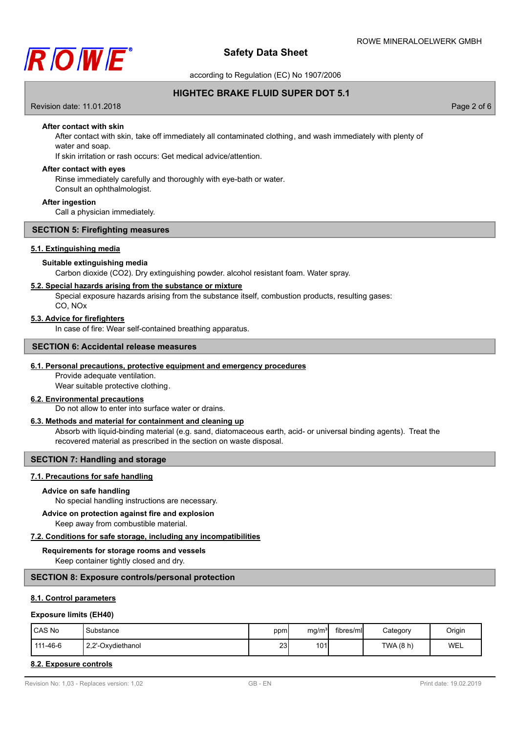**After contact with skin**

After contact with skin, take off immediately all contaminated clothing, and wash immediately with plenty of water and soap.

If skin irritation or rash occurs: Get medical advice/attention.

**After contact with eyes**

Rinse immediately carefully and thoroughly with eye-bath or water.

Consult an ophthalmologist.

**After ingestion**

Call a physician immediately.

## SECTION 5: Firefighting measures

### 5.1. Extinguishing media

**Suitable extinguishing media**

Carbon dioxide ($CO_2$). Dry extinguishing powder. alcohol resistant foam. Water spray.

### 5.2. Special hazards arising from the substance or mixture

Special exposure hazards arising from the substance itself, combustion products, resulting gases: CO, NOx

### 5.3. Advice for firefighters

In case of fire: Wear self-contained breathing apparatus.

## SECTION 6: Accidental release measures

### 6.1. Personal precautions, protective equipment and emergency procedures

Provide adequate ventilation.

Wear suitable protective clothing.

### 6.2. Environmental precautions

Do not allow to enter into surface water or drains.

### 6.3. Methods and material for containment and cleaning up

Absorb with liquid-binding material (e.g. sand, diatomaceous earth, acid- or universal binding agents). Treat the recovered material as prescribed in the section on waste disposal.

## SECTION 7: Handling and storage

### 7.1. Precautions for safe handling

**Advice on safe handling**

No special handling instructions are necessary.

**Advice on protection against fire and explosion**

Keep away from combustible material.

### 7.2. Conditions for safe storage, including any incompatibilities

**Requirements for storage rooms and vessels**

Keep container tightly closed and dry.

## SECTION 8: Exposure controls/personal protection

### 8.1. Control parameters

**Exposure limits (EH40)**

| CAS No | Substance | ppm | mg/m³ | fibres/ml | Category | Origin |
|---|---|---|---|---|---|---|
| 111-46-6 | 2,2'-Oxydiethanol | 23 | 101 | | TWA (8 h) | WEL |

### 8.2. Exposure controls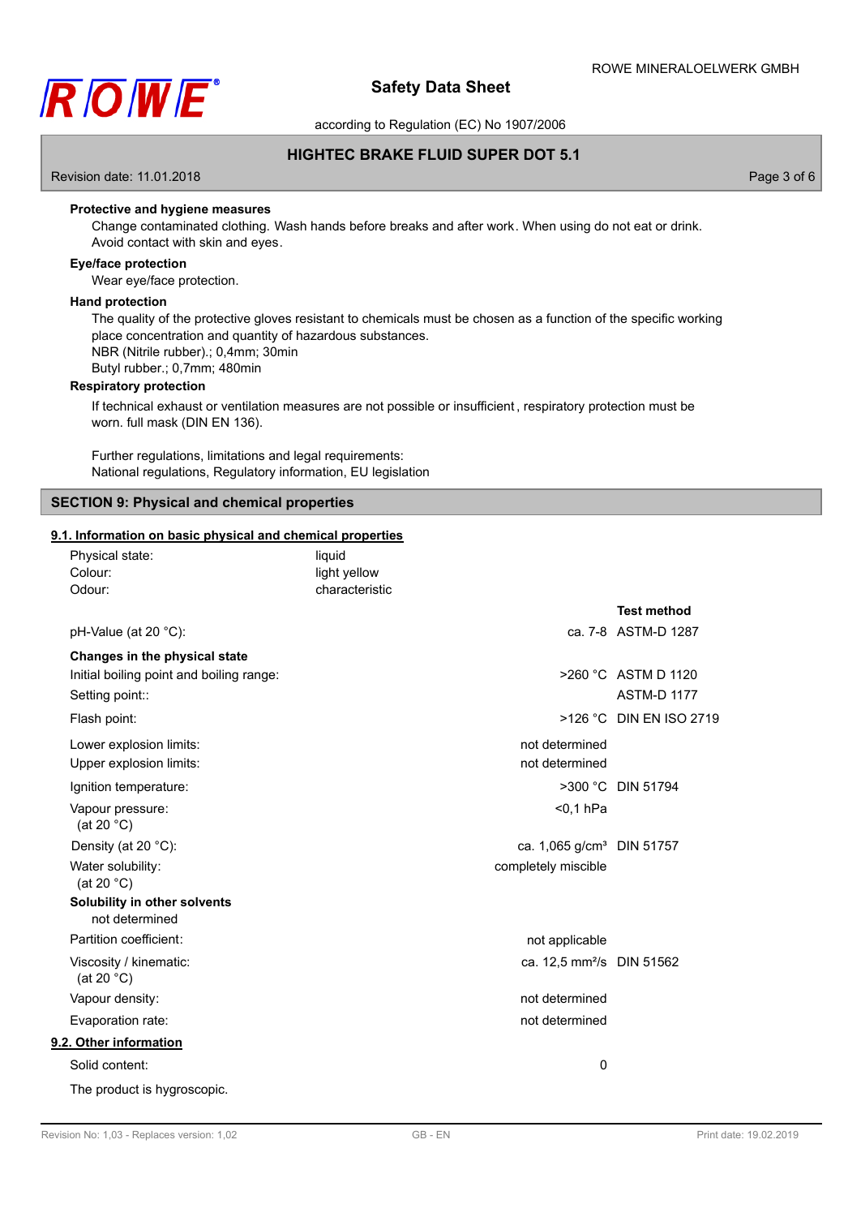**Protective and hygiene measures**

Change contaminated clothing. Wash hands before breaks and after work. When using do not eat or drink. Avoid contact with skin and eyes.

**Eye/face protection**

Wear eye/face protection.

**Hand protection**

The quality of the protective gloves resistant to chemicals must be chosen as a function of the specific working place concentration and quantity of hazardous substances.
NBR (Nitrile rubber).; 0,4mm; 30min
Butyl rubber.; 0,7mm; 480min

**Respiratory protection**

If technical exhaust or ventilation measures are not possible or insufficient, respiratory protection must be worn. full mask (DIN EN 136).

Further regulations, limitations and legal requirements:
National regulations, Regulatory information, EU legislation

## SECTION 9: Physical and chemical properties

### 9.1. Information on basic physical and chemical properties

| | |
|---|---|
| Physical state: | liquid |
| Colour: | light yellow |
| Odour: | characteristic |

| | | Test method |
|---|---|---|
| pH-Value (at 20 °C): | ca. 7-8 | ASTM-D 1287 |
| **Changes in the physical state** | | |
| Initial boiling point and boiling range: | >260 °C | ASTM D 1120 |
| Setting point:: | | ASTM-D 1177 |
| Flash point: | >126 °C | DIN EN ISO 2719 |
| Lower explosion limits: | not determined | |
| Upper explosion limits: | not determined | |
| Ignition temperature: | >300 °C | DIN 51794 |
| Vapour pressure: (at 20 °C) | <0,1 hPa | |
| Density (at 20 °C): | ca. 1,065 g/cm³ | DIN 51757 |
| Water solubility: (at 20 °C) | completely miscible | |
| **Solubility in other solvents** not determined | | |
| Partition coefficient: | not applicable | |
| Viscosity / kinematic: (at 20 °C) | ca. 12,5 mm²/s | DIN 51562 |
| Vapour density: | not determined | |
| Evaporation rate: | not determined | |

### 9.2. Other information

| | |
|---|---|
| Solid content: | 0 |

The product is hygroscopic.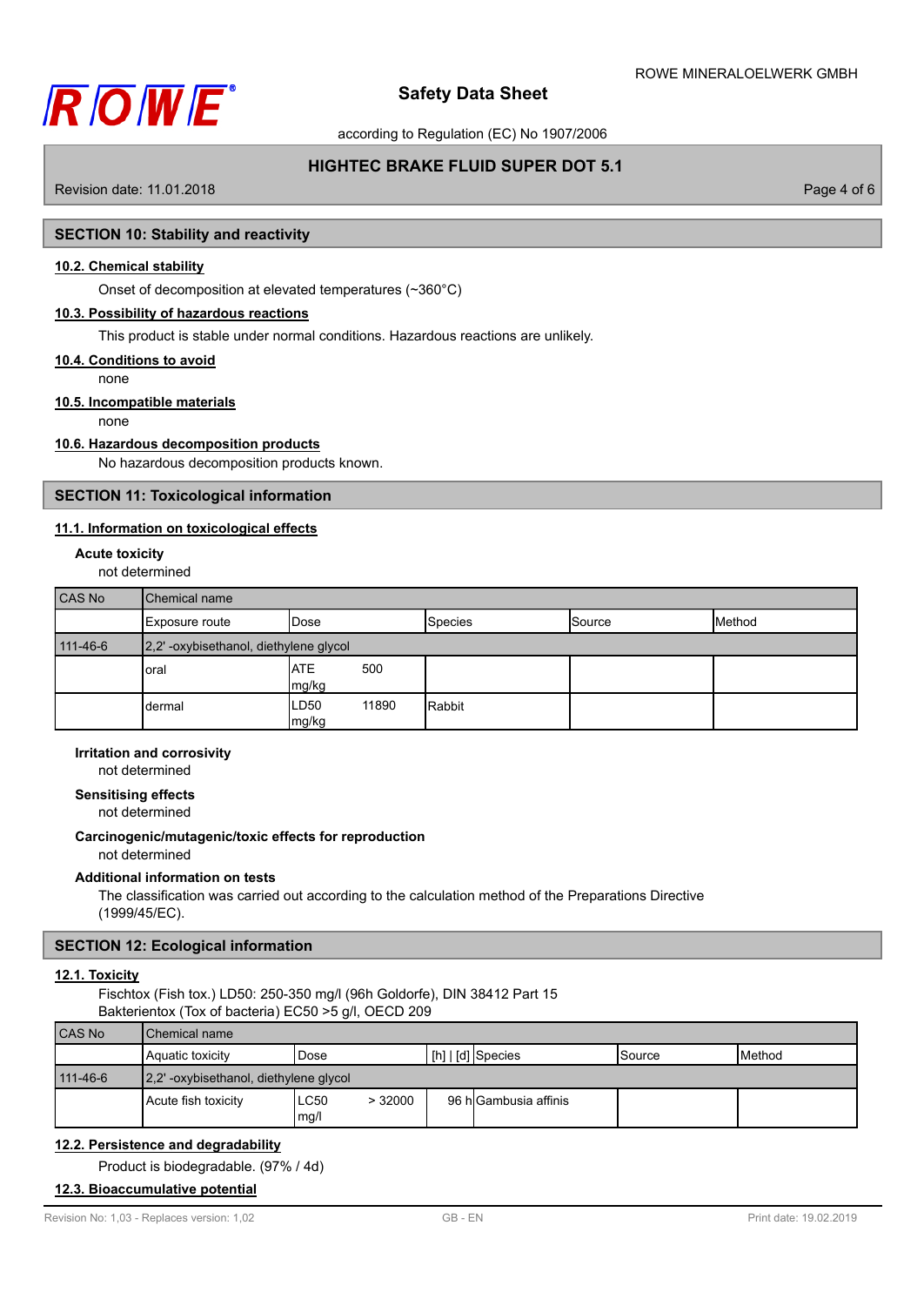## SECTION 10: Stability and reactivity

### 10.2. Chemical stability

Onset of decomposition at elevated temperatures (~360°C)

### 10.3. Possibility of hazardous reactions

This product is stable under normal conditions. Hazardous reactions are unlikely.

### 10.4. Conditions to avoid

none

### 10.5. Incompatible materials

none

### 10.6. Hazardous decomposition products

No hazardous decomposition products known.

## SECTION 11: Toxicological information

### 11.1. Information on toxicological effects

**Acute toxicity**

not determined

| CAS No | Chemical name | | | | |
|---|---|---|---|---|---|
| | Exposure route | Dose | Species | Source | Method |
| 111-46-6 | 2,2' -oxybisethanol, diethylene glycol | | | | |
| | oral | ATE 500 mg/kg | | | |
| | dermal | LD50 11890 mg/kg | Rabbit | | |

**Irritation and corrosivity**

not determined

**Sensitising effects**

not determined

**Carcinogenic/mutagenic/toxic effects for reproduction**

not determined

**Additional information on tests**

The classification was carried out according to the calculation method of the Preparations Directive (1999/45/EC).

## SECTION 12: Ecological information

### 12.1. Toxicity

Fischtox (Fish tox.) LD50: 250-350 mg/l (96h Goldorfe), DIN 38412 Part 15
Bakterientox (Tox of bacteria) EC50 >5 g/l, OECD 209

| CAS No | Chemical name | | | | | |
|---|---|---|---|---|---|---|
| | Aquatic toxicity | Dose | [h] \| [d] | Species | Source | Method |
| 111-46-6 | 2,2' -oxybisethanol, diethylene glycol | | | | | |
| | Acute fish toxicity | LC50 > 32000 mg/l | 96 h | Gambusia affinis | | |

### 12.2. Persistence and degradability

Product is biodegradable. (97% / 4d)

### 12.3. Bioaccumulative potential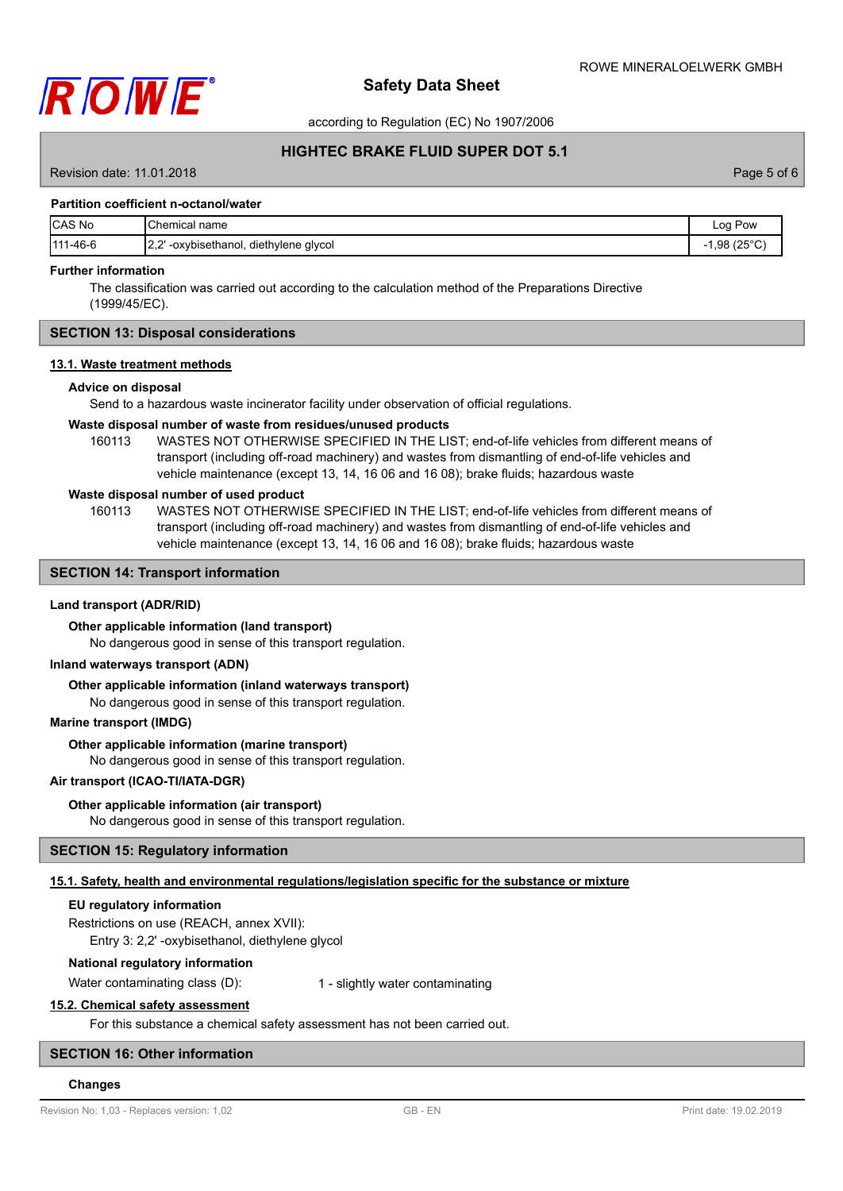#### Partition coefficient n-octanol/water

| CAS No | Chemical name | Log Pow |
|---|---|---|
| 111-46-6 | 2,2' -oxybisethanol, diethylene glycol | -1,98 (25°C) |

#### Further information

The classification was carried out according to the calculation method of the Preparations Directive (1999/45/EC).

## SECTION 13: Disposal considerations

### 13.1. Waste treatment methods

#### Advice on disposal

Send to a hazardous waste incinerator facility under observation of official regulations.

#### Waste disposal number of waste from residues/unused products

160113 WASTES NOT OTHERWISE SPECIFIED IN THE LIST; end-of-life vehicles from different means of transport (including off-road machinery) and wastes from dismantling of end-of-life vehicles and vehicle maintenance (except 13, 14, 16 06 and 16 08); brake fluids; hazardous waste

#### Waste disposal number of used product

160113 WASTES NOT OTHERWISE SPECIFIED IN THE LIST; end-of-life vehicles from different means of transport (including off-road machinery) and wastes from dismantling of end-of-life vehicles and vehicle maintenance (except 13, 14, 16 06 and 16 08); brake fluids; hazardous waste

## SECTION 14: Transport information

### Land transport (ADR/RID)

#### Other applicable information (land transport)

No dangerous good in sense of this transport regulation.

### Inland waterways transport (ADN)

#### Other applicable information (inland waterways transport)

No dangerous good in sense of this transport regulation.

### Marine transport (IMDG)

#### Other applicable information (marine transport)

No dangerous good in sense of this transport regulation.

### Air transport (ICAO-TI/IATA-DGR)

#### Other applicable information (air transport)

No dangerous good in sense of this transport regulation.

## SECTION 15: Regulatory information

### 15.1. Safety, health and environmental regulations/legislation specific for the substance or mixture

#### EU regulatory information

Restrictions on use (REACH, annex XVII):

Entry 3: 2,2' -oxybisethanol, diethylene glycol

#### National regulatory information

Water contaminating class (D): 1 - slightly water contaminating

### 15.2. Chemical safety assessment

For this substance a chemical safety assessment has not been carried out.

## SECTION 16: Other information

#### Changes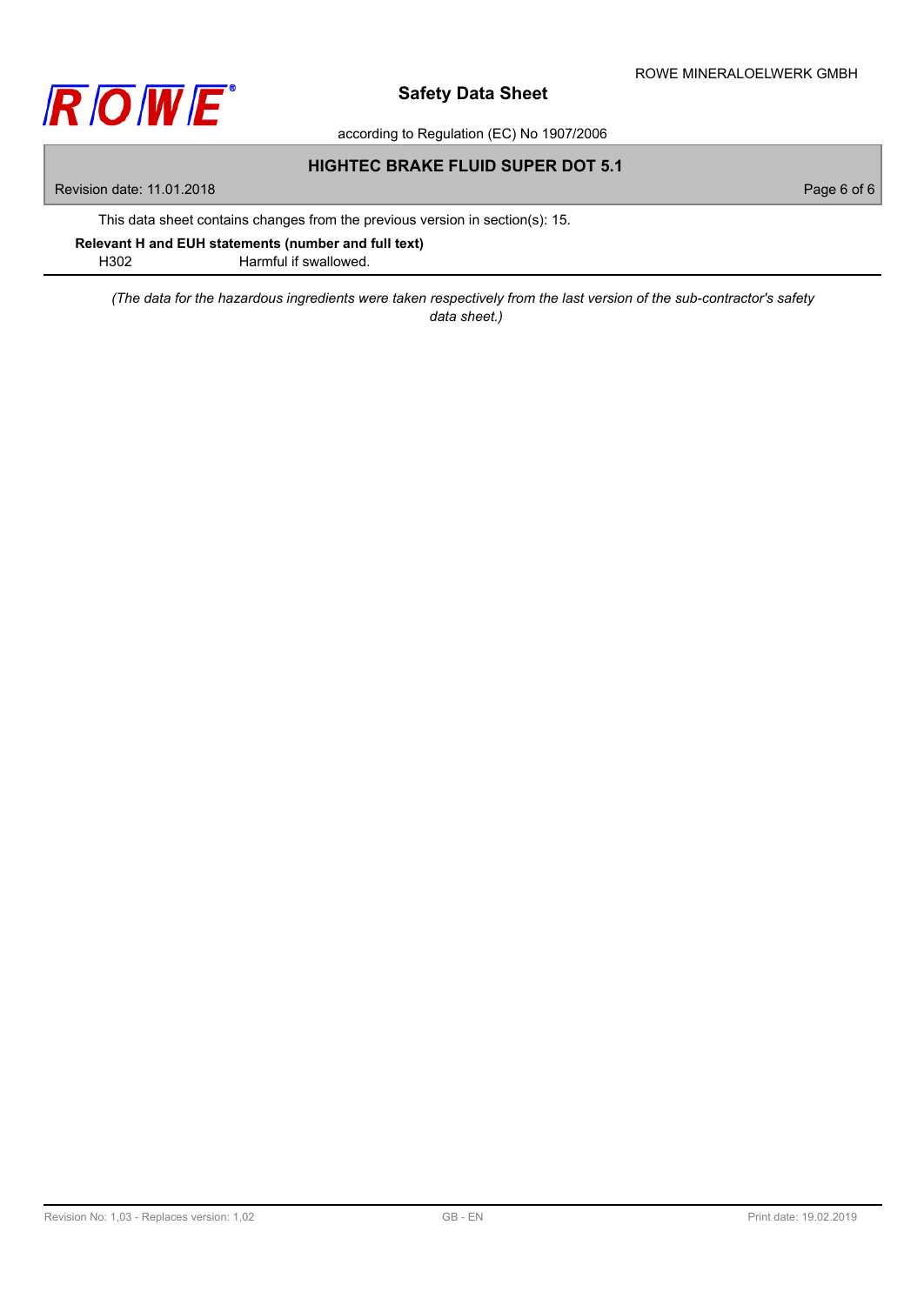This data sheet contains changes from the previous version in section(s): 15.

**Relevant H and EUH statements (number and full text)**

| | |
|---|---|
| H302 | Harmful if swallowed. |

*(The data for the hazardous ingredients were taken respectively from the last version of the sub-contractor's safety data sheet.)*